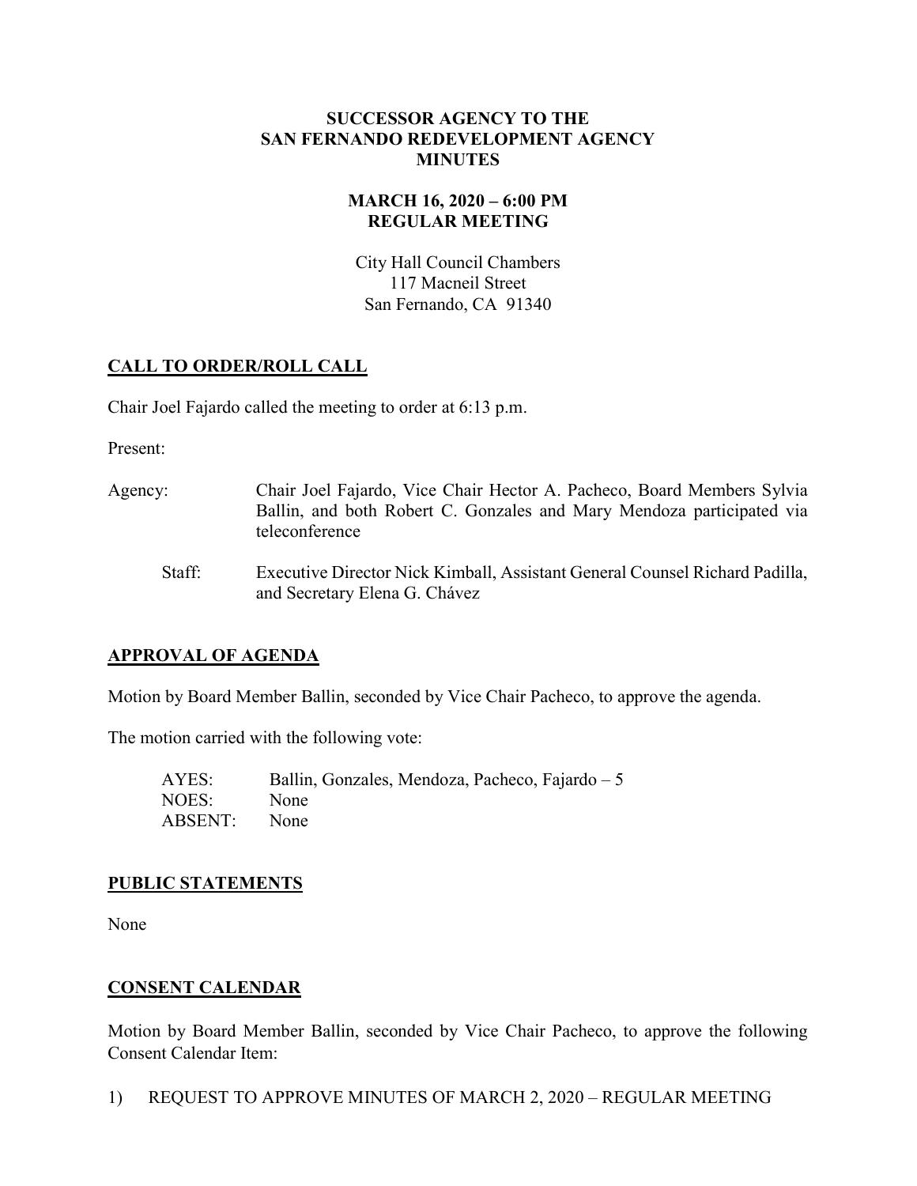# SUCCESSOR AGENCY TO THE SAN FERNANDO REDEVELOPMENT AGENCY MINUTES

## MARCH 16, 2020 – 6:00 PM REGULAR MEETING

City Hall Council Chambers
117 Macneil Street
San Fernando, CA 91340

## CALL TO ORDER/ROLL CALL

Chair Joel Fajardo called the meeting to order at 6:13 p.m.

Present:

Agency: Chair Joel Fajardo, Vice Chair Hector A. Pacheco, Board Members Sylvia Ballin, and both Robert C. Gonzales and Mary Mendoza participated via teleconference

Staff: Executive Director Nick Kimball, Assistant General Counsel Richard Padilla, and Secretary Elena G. Chávez

## APPROVAL OF AGENDA

Motion by Board Member Ballin, seconded by Vice Chair Pacheco, to approve the agenda.

The motion carried with the following vote:

AYES: Ballin, Gonzales, Mendoza, Pacheco, Fajardo – 5
NOES: None
ABSENT: None

## PUBLIC STATEMENTS

None

## CONSENT CALENDAR

Motion by Board Member Ballin, seconded by Vice Chair Pacheco, to approve the following Consent Calendar Item:

1) REQUEST TO APPROVE MINUTES OF MARCH 2, 2020 – REGULAR MEETING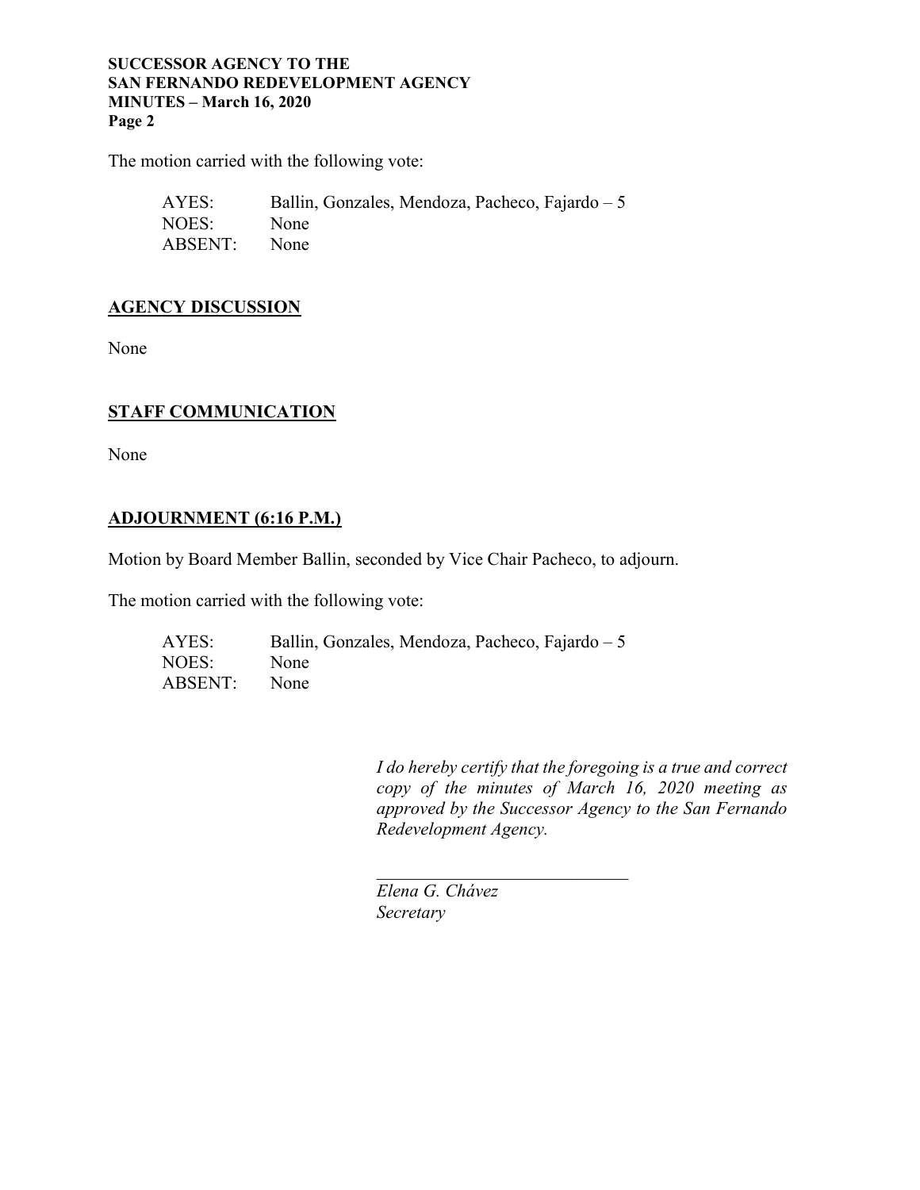The motion carried with the following vote:

| | |
|---|---|
| AYES: | Ballin, Gonzales, Mendoza, Pacheco, Fajardo – 5 |
| NOES: | None |
| ABSENT: | None |

## AGENCY DISCUSSION

None

## STAFF COMMUNICATION

None

## ADJOURNMENT (6:16 P.M.)

Motion by Board Member Ballin, seconded by Vice Chair Pacheco, to adjourn.

The motion carried with the following vote:

| | |
|---|---|
| AYES: | Ballin, Gonzales, Mendoza, Pacheco, Fajardo – 5 |
| NOES: | None |
| ABSENT: | None |

*I do hereby certify that the foregoing is a true and correct copy of the minutes of March 16, 2020 meeting as approved by the Successor Agency to the San Fernando Redevelopment Agency.*

___________________________

*Elena G. Chávez*
*Secretary*